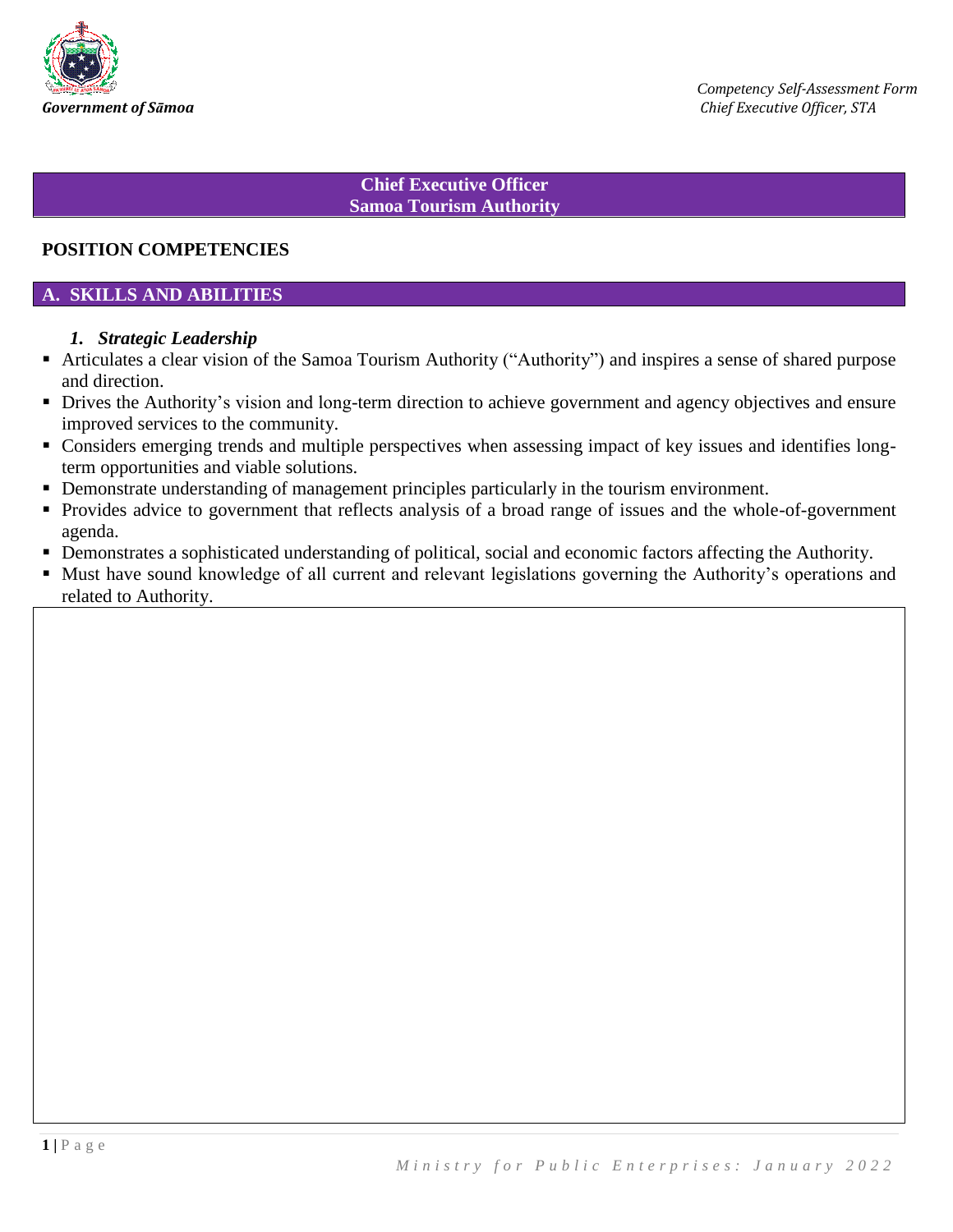# Chief Executive Officer
# Samoa Tourism Authority

## POSITION COMPETENCIES

## A. SKILLS AND ABILITIES

### *1. Strategic Leadership*

- Articulates a clear vision of the Samoa Tourism Authority ("Authority") and inspires a sense of shared purpose and direction.
- Drives the Authority's vision and long-term direction to achieve government and agency objectives and ensure improved services to the community.
- Considers emerging trends and multiple perspectives when assessing impact of key issues and identifies long-term opportunities and viable solutions.
- Demonstrate understanding of management principles particularly in the tourism environment.
- Provides advice to government that reflects analysis of a broad range of issues and the whole-of-government agenda.
- Demonstrates a sophisticated understanding of political, social and economic factors affecting the Authority.
- Must have sound knowledge of all current and relevant legislations governing the Authority's operations and related to Authority.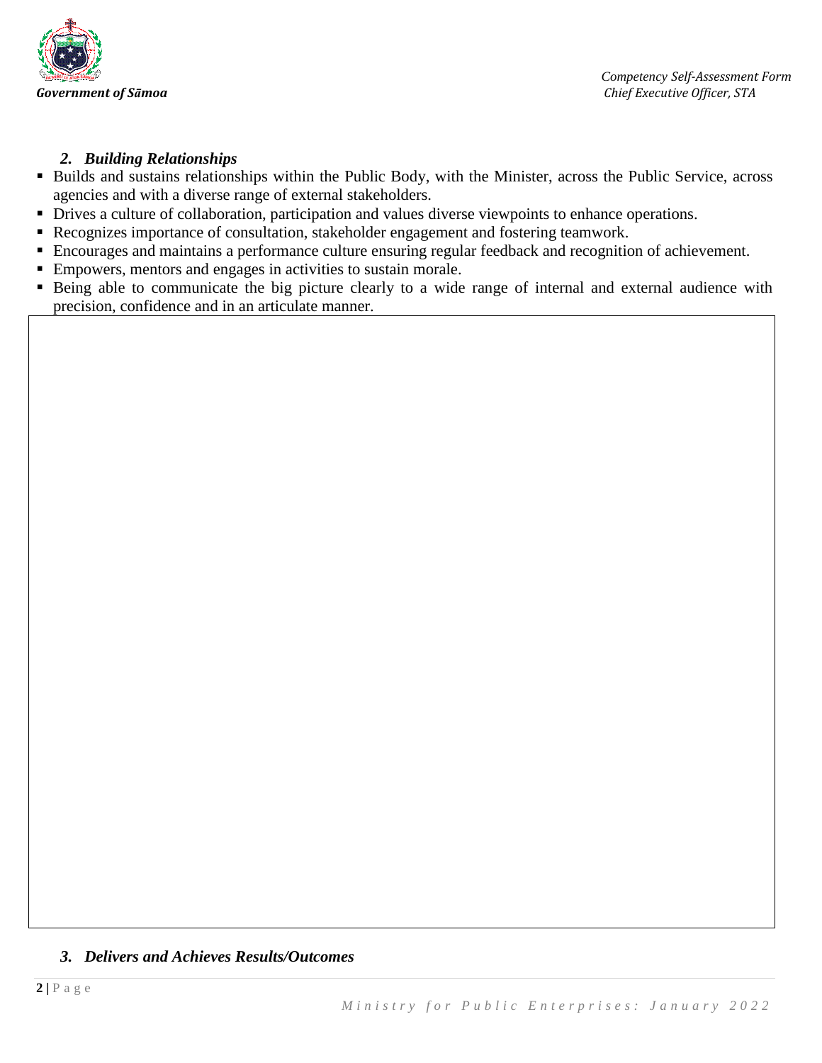### *2. Building Relationships*

- Builds and sustains relationships within the Public Body, with the Minister, across the Public Service, across agencies and with a diverse range of external stakeholders.
- Drives a culture of collaboration, participation and values diverse viewpoints to enhance operations.
- Recognizes importance of consultation, stakeholder engagement and fostering teamwork.
- Encourages and maintains a performance culture ensuring regular feedback and recognition of achievement.
- Empowers, mentors and engages in activities to sustain morale.
- Being able to communicate the big picture clearly to a wide range of internal and external audience with precision, confidence and in an articulate manner.

|   |
|---|
|   |

### *3. Delivers and Achieves Results/Outcomes*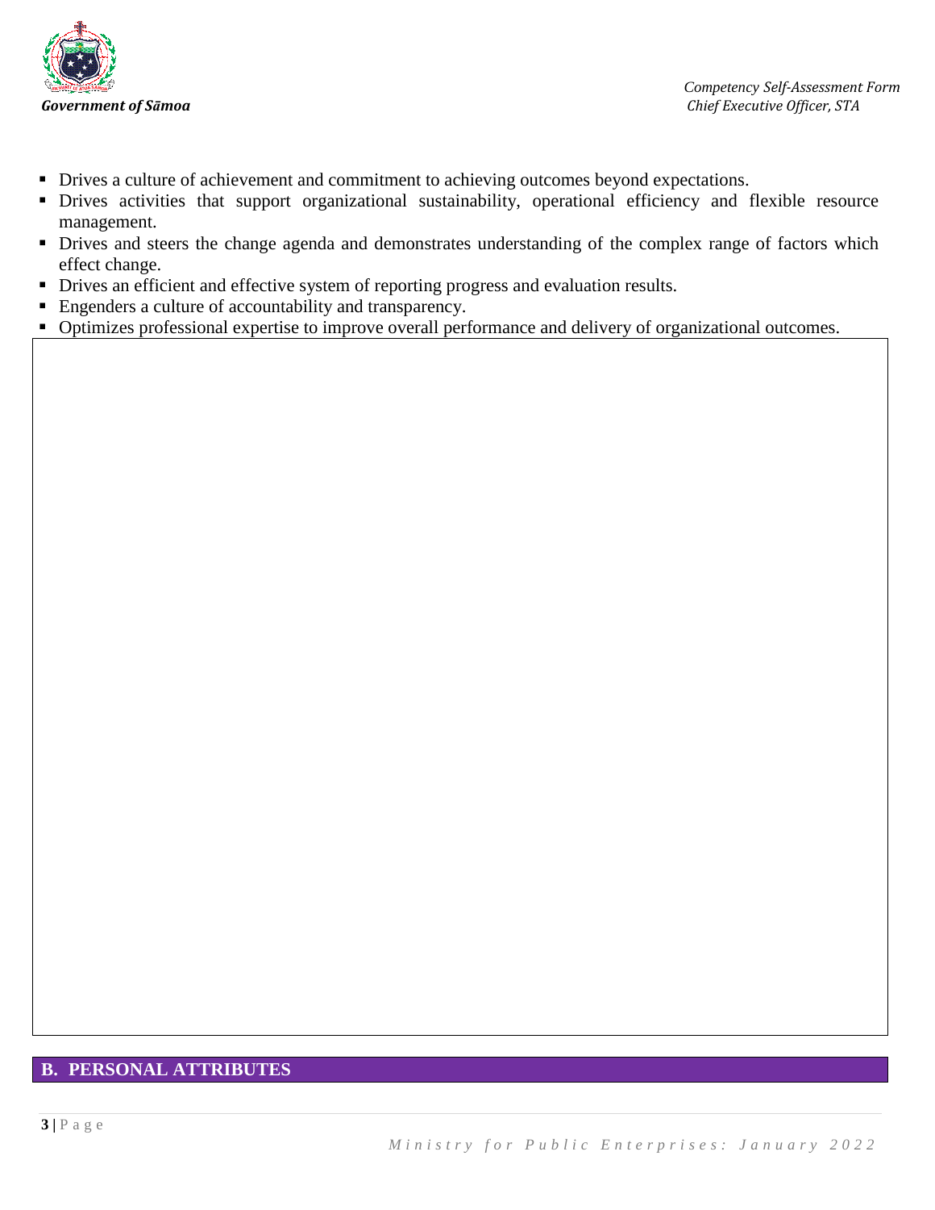- Drives a culture of achievement and commitment to achieving outcomes beyond expectations.
- Drives activities that support organizational sustainability, operational efficiency and flexible resource management.
- Drives and steers the change agenda and demonstrates understanding of the complex range of factors which effect change.
- Drives an efficient and effective system of reporting progress and evaluation results.
- Engenders a culture of accountability and transparency.
- Optimizes professional expertise to improve overall performance and delivery of organizational outcomes.

## B. PERSONAL ATTRIBUTES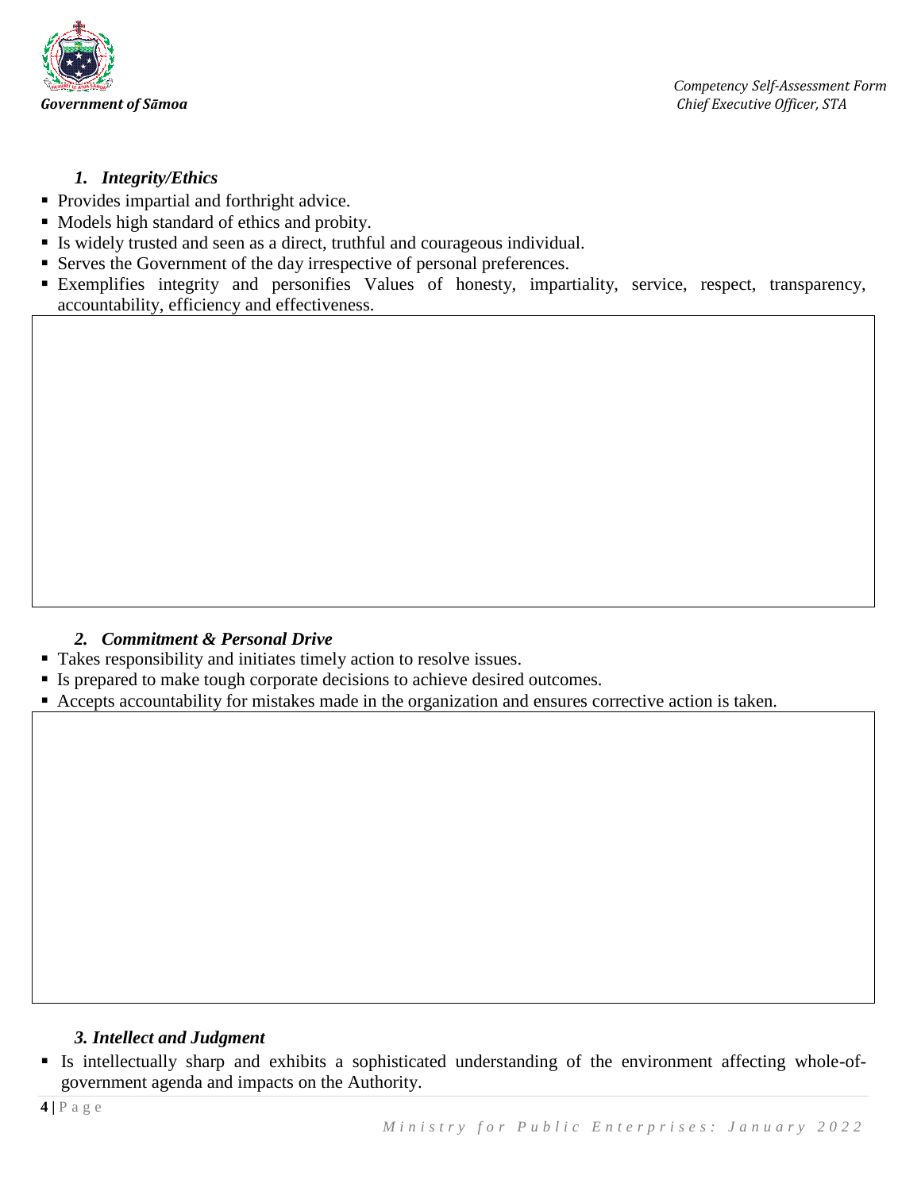### *1. Integrity/Ethics*

- Provides impartial and forthright advice.
- Models high standard of ethics and probity.
- Is widely trusted and seen as a direct, truthful and courageous individual.
- Serves the Government of the day irrespective of personal preferences.
- Exemplifies integrity and personifies Values of honesty, impartiality, service, respect, transparency, accountability, efficiency and effectiveness.

### *2. Commitment & Personal Drive*

- Takes responsibility and initiates timely action to resolve issues.
- Is prepared to make tough corporate decisions to achieve desired outcomes.
- Accepts accountability for mistakes made in the organization and ensures corrective action is taken.

### *3. Intellect and Judgment*

- Is intellectually sharp and exhibits a sophisticated understanding of the environment affecting whole-of-government agenda and impacts on the Authority.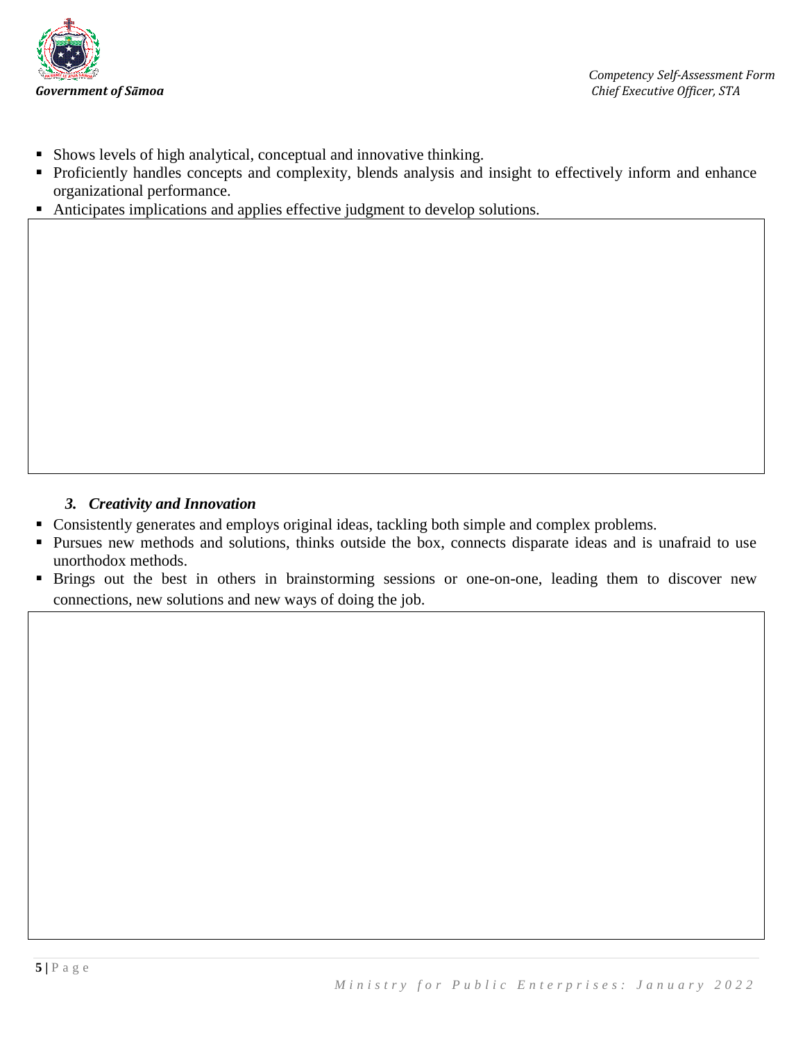- Shows levels of high analytical, conceptual and innovative thinking.
- Proficiently handles concepts and complexity, blends analysis and insight to effectively inform and enhance organizational performance.
- Anticipates implications and applies effective judgment to develop solutions.

### *3. Creativity and Innovation*

- Consistently generates and employs original ideas, tackling both simple and complex problems.
- Pursues new methods and solutions, thinks outside the box, connects disparate ideas and is unafraid to use unorthodox methods.
- Brings out the best in others in brainstorming sessions or one-on-one, leading them to discover new connections, new solutions and new ways of doing the job.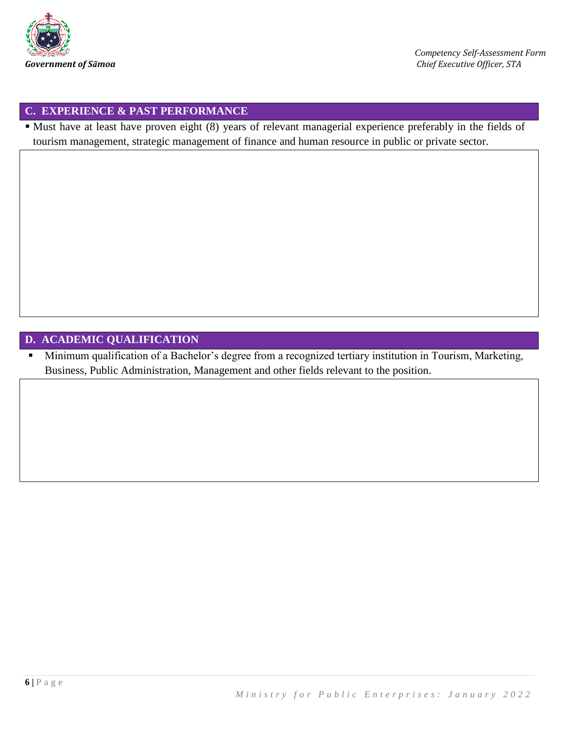## C. EXPERIENCE & PAST PERFORMANCE

- Must have at least have proven eight (8) years of relevant managerial experience preferably in the fields of tourism management, strategic management of finance and human resource in public or private sector.

## D. ACADEMIC QUALIFICATION

- Minimum qualification of a Bachelor's degree from a recognized tertiary institution in Tourism, Marketing, Business, Public Administration, Management and other fields relevant to the position.